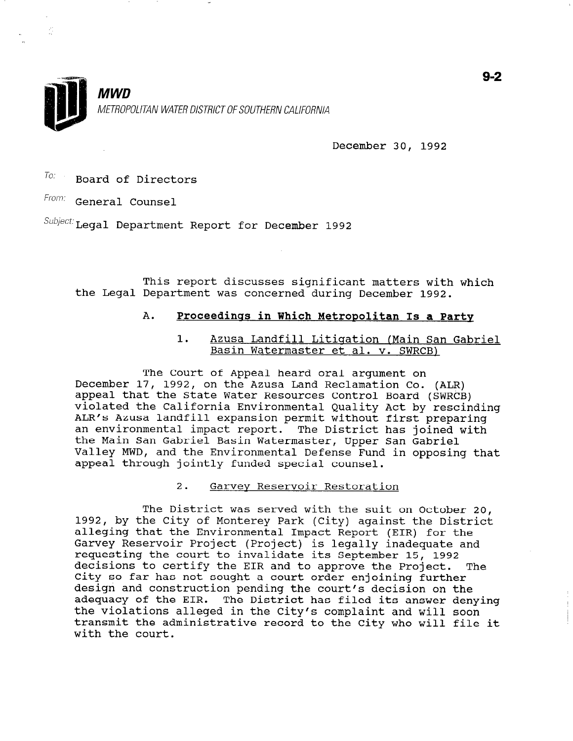**MWD**

METROPOLITAN WATER DISTRICT OF SOUTHERN CALIFORNIA

9-2

December 30, 1992

To: Board of Directors

From: General Counsel

Subject: Legal Department Report for December 1992

This report discusses significant matters with which the Legal Department was concerned during December 1992.

## A. **Proceedings in Which Metropolitan Is a Party**

### 1. Azusa Landfill Litigation (Main San Gabriel Basin Watermaster et al. v. SWRCB)

The Court of Appeal heard oral argument on December 17, 1992, on the Azusa Land Reclamation Co. (ALR) appeal that the State Water Resources Control Board (SWRCB) violated the California Environmental Quality Act by rescinding ALR's Azusa landfill expansion permit without first preparing an environmental impact report. The District has joined with the Main San Gabriel Basin Watermaster, Upper San Gabriel Valley MWD, and the Environmental Defense Fund in opposing that appeal through jointly funded special counsel.

### 2. Garvey Reservoir Restoration

The District was served with the suit on October 20, 1992, by the City of Monterey Park (City) against the District alleging that the Environmental Impact Report (EIR) for the Garvey Reservoir Project (Project) is legally inadequate and requesting the court to invalidate its September 15, 1992 decisions to certify the EIR and to approve the Project. The City so far has not sought a court order enjoining further design and construction pending the court's decision on the adequacy of the EIR. The District has filed its answer denying the violations alleged in the City's complaint and will soon transmit the administrative record to the City who will file it with the court.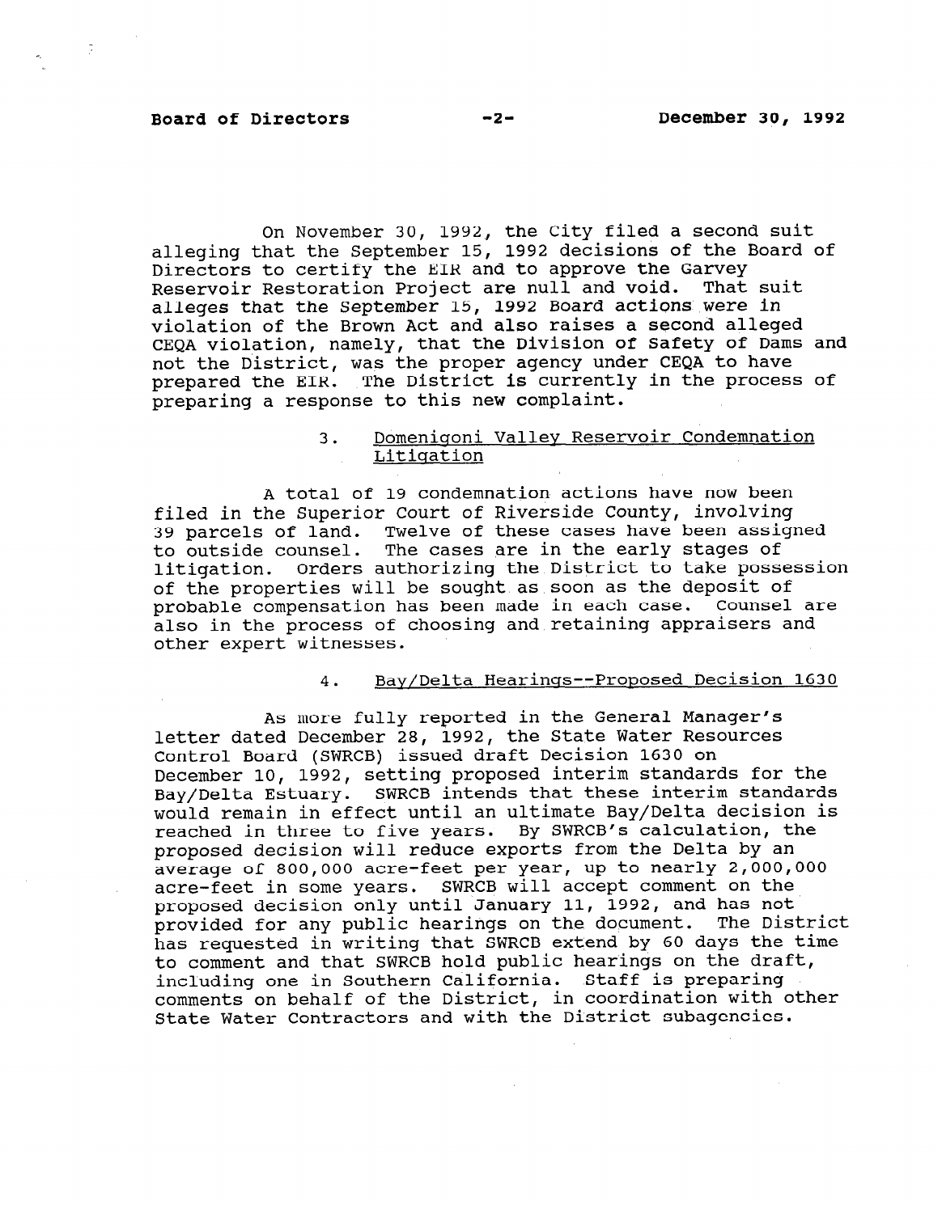On November 30, 1992, the City filed a second suit alleging that the September 15, 1992 decisions of the Board of Directors to certify the EIR and to approve the Garvey Reservoir Restoration Project are null and void. That suit alleges that the September 15, 1992 Board actions were in violation of the Brown Act and also raises a second alleged CEQA violation, namely, that the Division of Safety of Dams and not the District, was the proper agency under CEQA to have prepared the EIR. The District is currently in the process of preparing a response to this new complaint.

### 3. Domenigoni Valley Reservoir Condemnation Litigation

A total of 19 condemnation actions have now been filed in the Superior Court of Riverside County, involving 39 parcels of land. Twelve of these cases have been assigned to outside counsel. The cases are in the early stages of litigation. Orders authorizing the District to take possession of the properties will be sought as soon as the deposit of probable compensation has been made in each case. Counsel are also in the process of choosing and retaining appraisers and other expert witnesses.

### 4. Bay/Delta Hearings--Proposed Decision 1630

As more fully reported in the General Manager's letter dated December 28, 1992, the State Water Resources Control Board (SWRCB) issued draft Decision 1630 on December 10, 1992, setting proposed interim standards for the Bay/Delta Estuary. SWRCB intends that these interim standards would remain in effect until an ultimate Bay/Delta decision is reached in three to five years. By SWRCB's calculation, the proposed decision will reduce exports from the Delta by an average of 800,000 acre-feet per year, up to nearly 2,000,000 acre-feet in some years. SWRCB will accept comment on the proposed decision only until January 11, 1992, and has not provided for any public hearings on the document. The District has requested in writing that SWRCB extend by 60 days the time to comment and that SWRCB hold public hearings on the draft, including one in Southern California. Staff is preparing comments on behalf of the District, in coordination with other State Water Contractors and with the District subagencies.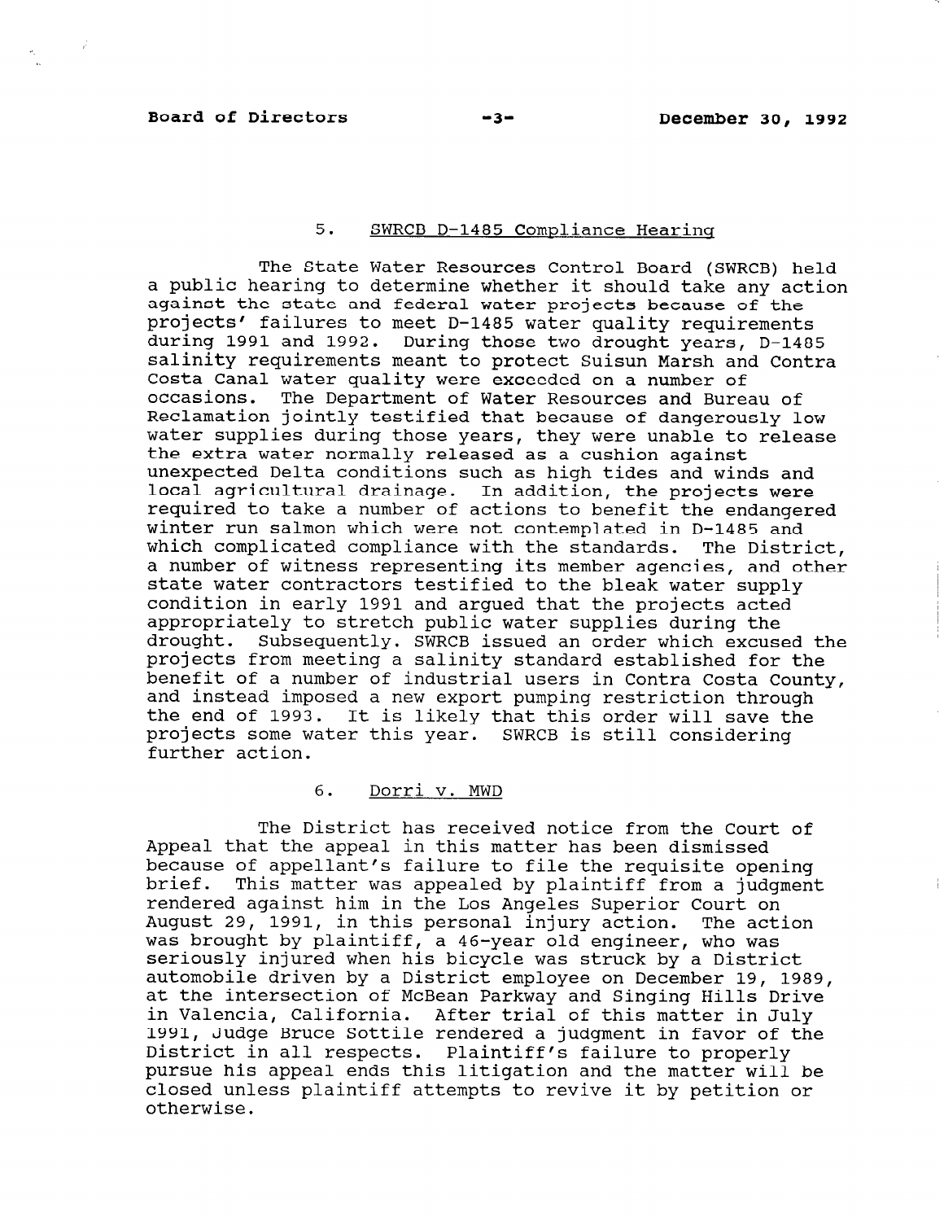## 5. SWRCB D-1485 Compliance Hearing

The State Water Resources Control Board (SWRCB) held a public hearing to determine whether it should take any action against the state and federal water projects because of the projects' failures to meet D-1485 water quality requirements during 1991 and 1992. During those two drought years, D-1485 salinity requirements meant to protect Suisun Marsh and Contra Costa Canal water quality were exceeded on a number of occasions. The Department of Water Resources and Bureau of Reclamation jointly testified that because of dangerously low water supplies during those years, they were unable to release the extra water normally released as a cushion against unexpected Delta conditions such as high tides and winds and local agricultural drainage. In addition, the projects were required to take a number of actions to benefit the endangered winter run salmon which were not contemplated in D-1485 and which complicated compliance with the standards. The District, a number of witness representing its member agencies, and other state water contractors testified to the bleak water supply condition in early 1991 and argued that the projects acted appropriately to stretch public water supplies during the drought. Subsequently. SWRCB issued an order which excused the projects from meeting a salinity standard established for the benefit of a number of industrial users in Contra Costa County, and instead imposed a new export pumping restriction through the end of 1993. It is likely that this order will save the projects some water this year. SWRCB is still considering further action.

## 6. Dorri v. MWD

The District has received notice from the Court of Appeal that the appeal in this matter has been dismissed because of appellant's failure to file the requisite opening brief. This matter was appealed by plaintiff from a judgment rendered against him in the Los Angeles Superior Court on August 29, 1991, in this personal injury action. The action was brought by plaintiff, a 46-year old engineer, who was seriously injured when his bicycle was struck by a District automobile driven by a District employee on December 19, 1989, at the intersection of McBean Parkway and Singing Hills Drive in Valencia, California. After trial of this matter in July 1991, Judge Bruce Sottile rendered a judgment in favor of the District in all respects. Plaintiff's failure to properly pursue his appeal ends this litigation and the matter will be closed unless plaintiff attempts to revive it by petition or otherwise.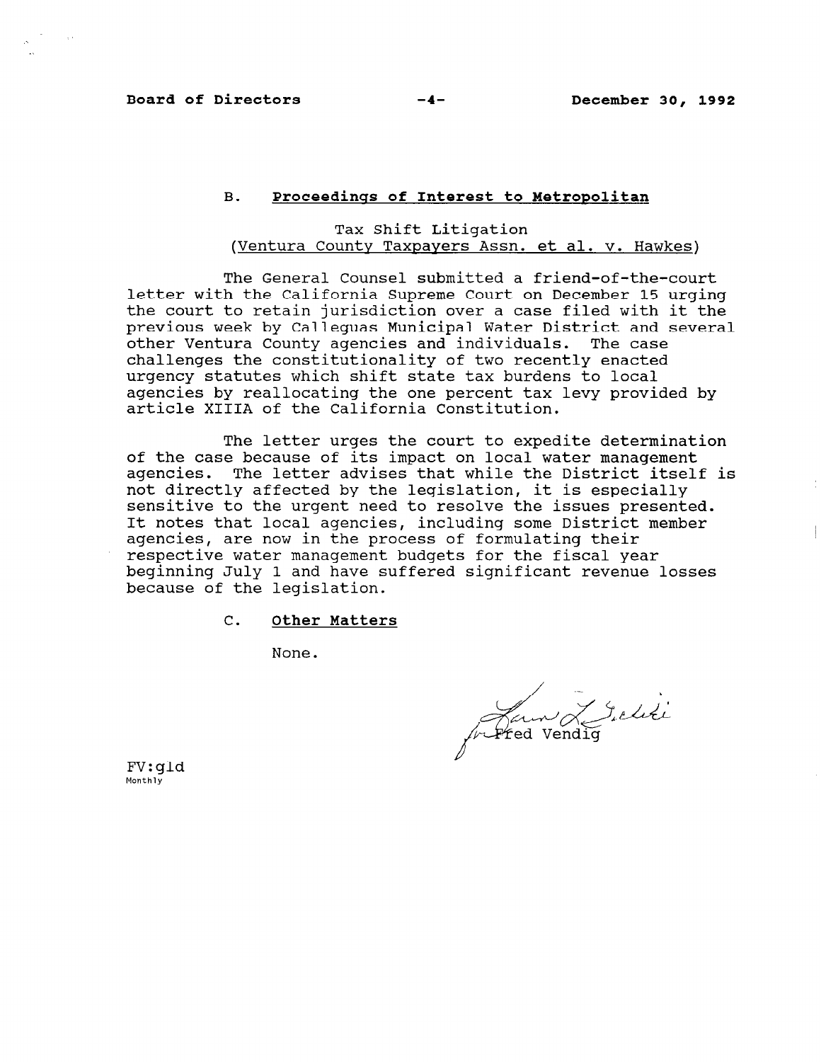### B. Proceedings of Interest to Metropolitan

Tax Shift Litigation
(Ventura County Taxpayers Assn. et al. v. Hawkes)

The General Counsel submitted a friend-of-the-court letter with the California Supreme Court on December 15 urging the court to retain jurisdiction over a case filed with it the previous week by Calleguas Municipal Water District and several other Ventura County agencies and individuals. The case challenges the constitutionality of two recently enacted urgency statutes which shift state tax burdens to local agencies by reallocating the one percent tax levy provided by article XIIIA of the California Constitution.

The letter urges the court to expedite determination of the case because of its impact on local water management agencies. The letter advises that while the District itself is not directly affected by the legislation, it is especially sensitive to the urgent need to resolve the issues presented. It notes that local agencies, including some District member agencies, are now in the process of formulating their respective water management budgets for the fiscal year beginning July 1 and have suffered significant revenue losses because of the legislation.

### C. Other Matters

None.

for Fred Vendig

FV:gld
Monthly